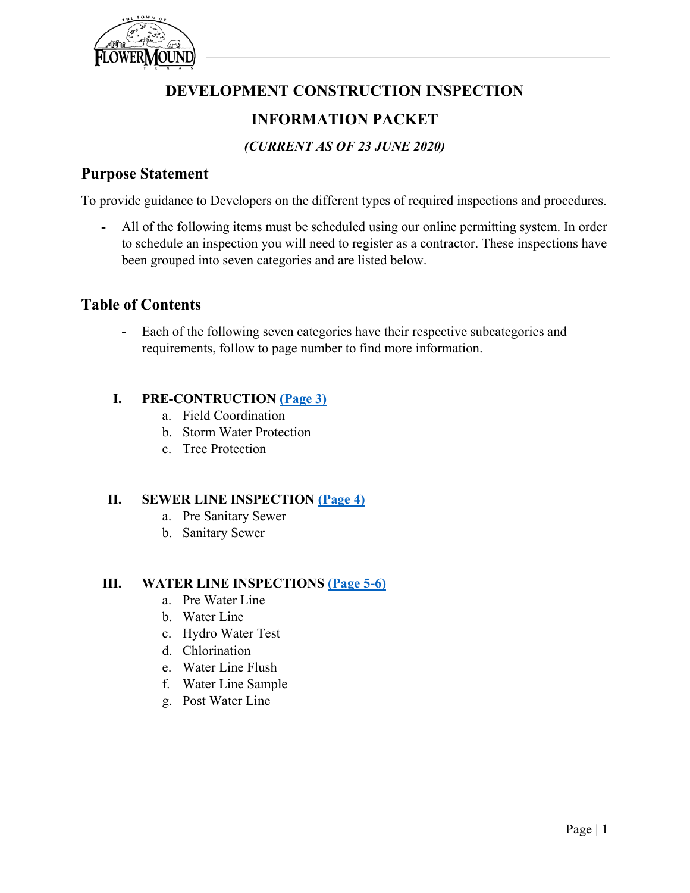# DEVELOPMENT CONSTRUCTION INSPECTION

# INFORMATION PACKET

***(CURRENT AS OF 23 JUNE 2020)***

## Purpose Statement

To provide guidance to Developers on the different types of required inspections and procedures.

- All of the following items must be scheduled using our online permitting system. In order to schedule an inspection you will need to register as a contractor. These inspections have been grouped into seven categories and are listed below.

## Table of Contents

- Each of the following seven categories have their respective subcategories and requirements, follow to page number to find more information.

**I. PRE-CONTRUCTION (Page 3)**

a. Field Coordination
b. Storm Water Protection
c. Tree Protection

**II. SEWER LINE INSPECTION (Page 4)**

a. Pre Sanitary Sewer
b. Sanitary Sewer

**III. WATER LINE INSPECTIONS (Page 5-6)**

a. Pre Water Line
b. Water Line
c. Hydro Water Test
d. Chlorination
e. Water Line Flush
f. Water Line Sample
g. Post Water Line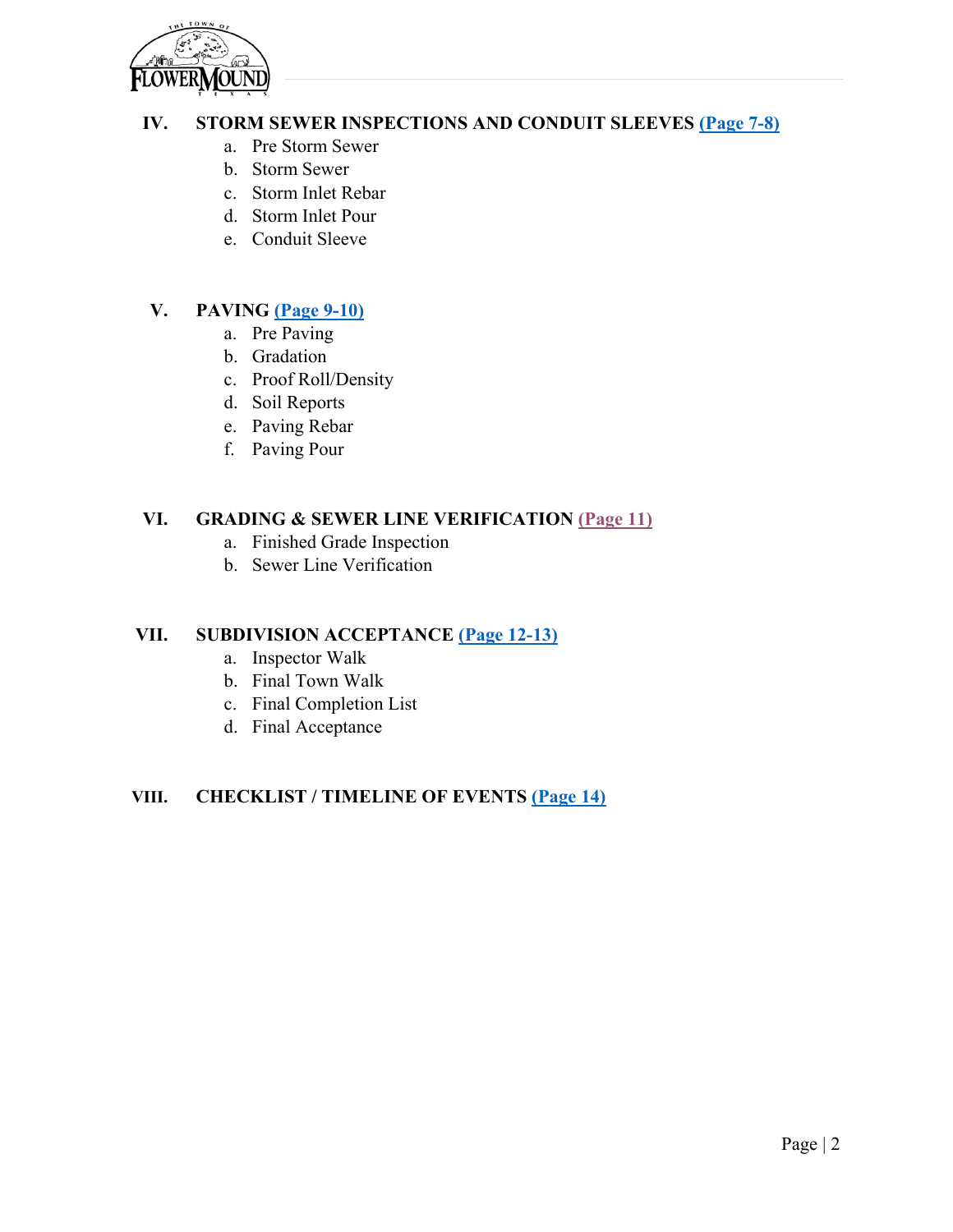## IV. STORM SEWER INSPECTIONS AND CONDUIT SLEEVES (Page 7-8)

a. Pre Storm Sewer
b. Storm Sewer
c. Storm Inlet Rebar
d. Storm Inlet Pour
e. Conduit Sleeve

## V. PAVING (Page 9-10)

a. Pre Paving
b. Gradation
c. Proof Roll/Density
d. Soil Reports
e. Paving Rebar
f. Paving Pour

## VI. GRADING & SEWER LINE VERIFICATION (Page 11)

a. Finished Grade Inspection
b. Sewer Line Verification

## VII. SUBDIVISION ACCEPTANCE (Page 12-13)

a. Inspector Walk
b. Final Town Walk
c. Final Completion List
d. Final Acceptance

## VIII. CHECKLIST / TIMELINE OF EVENTS (Page 14)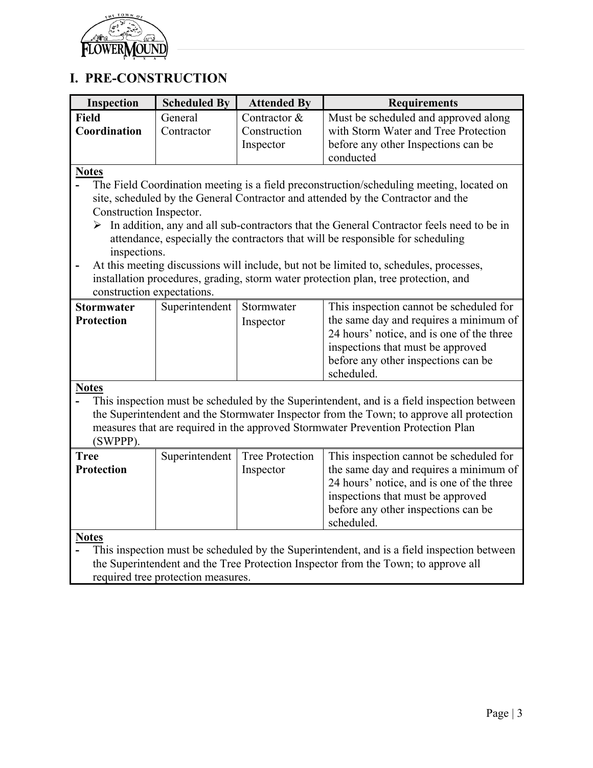## I. PRE-CONSTRUCTION

| Inspection | Scheduled By | Attended By | Requirements |
|---|---|---|---|
| **Field Coordination** | General Contractor | Contractor & Construction Inspector | Must be scheduled and approved along with Storm Water and Tree Protection before any other Inspections can be conducted |

**Notes**

- The Field Coordination meeting is a field preconstruction/scheduling meeting, located on site, scheduled by the General Contractor and attended by the Contractor and the Construction Inspector.
  - In addition, any and all sub-contractors that the General Contractor feels need to be in attendance, especially the contractors that will be responsible for scheduling inspections.
- At this meeting discussions will include, but not be limited to, schedules, processes, installation procedures, grading, storm water protection plan, tree protection, and construction expectations.

| Inspection | Scheduled By | Attended By | Requirements |
|---|---|---|---|
| **Stormwater Protection** | Superintendent | Stormwater Inspector | This inspection cannot be scheduled for the same day and requires a minimum of 24 hours' notice, and is one of the three inspections that must be approved before any other inspections can be scheduled. |

**Notes**

- This inspection must be scheduled by the Superintendent, and is a field inspection between the Superintendent and the Stormwater Inspector from the Town; to approve all protection measures that are required in the approved Stormwater Prevention Protection Plan (SWPPP).

| Inspection | Scheduled By | Attended By | Requirements |
|---|---|---|---|
| **Tree Protection** | Superintendent | Tree Protection Inspector | This inspection cannot be scheduled for the same day and requires a minimum of 24 hours' notice, and is one of the three inspections that must be approved before any other inspections can be scheduled. |

**Notes**

- This inspection must be scheduled by the Superintendent, and is a field inspection between the Superintendent and the Tree Protection Inspector from the Town; to approve all required tree protection measures.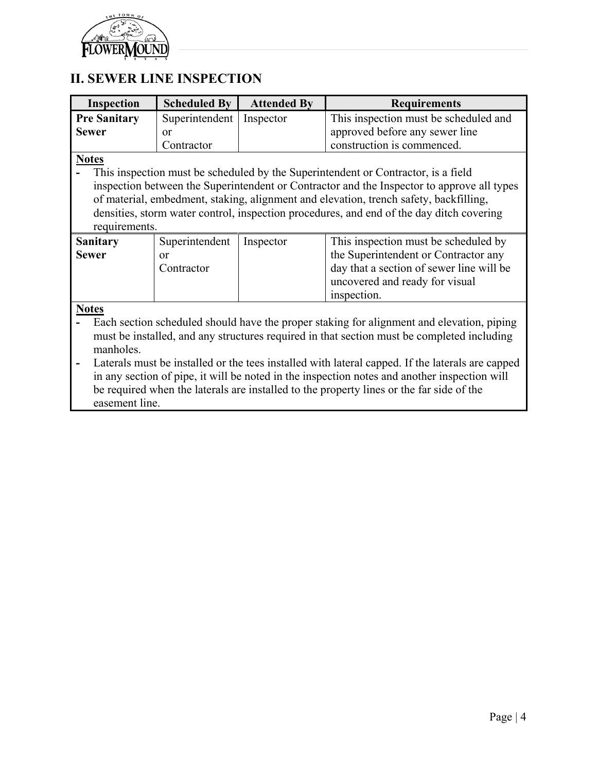## II. SEWER LINE INSPECTION

| Inspection | Scheduled By | Attended By | Requirements |
|---|---|---|---|
| **Pre Sanitary Sewer** | Superintendent or Contractor | Inspector | This inspection must be scheduled and approved before any sewer line construction is commenced. |

**Notes**

- This inspection must be scheduled by the Superintendent or Contractor, is a field inspection between the Superintendent or Contractor and the Inspector to approve all types of material, embedment, staking, alignment and elevation, trench safety, backfilling, densities, storm water control, inspection procedures, and end of the day ditch covering requirements.

| Inspection | Scheduled By | Attended By | Requirements |
|---|---|---|---|
| **Sanitary Sewer** | Superintendent or Contractor | Inspector | This inspection must be scheduled by the Superintendent or Contractor any day that a section of sewer line will be uncovered and ready for visual inspection. |

**Notes**

- Each section scheduled should have the proper staking for alignment and elevation, piping must be installed, and any structures required in that section must be completed including manholes.
- Laterals must be installed or the tees installed with lateral capped. If the laterals are capped in any section of pipe, it will be noted in the inspection notes and another inspection will be required when the laterals are installed to the property lines or the far side of the easement line.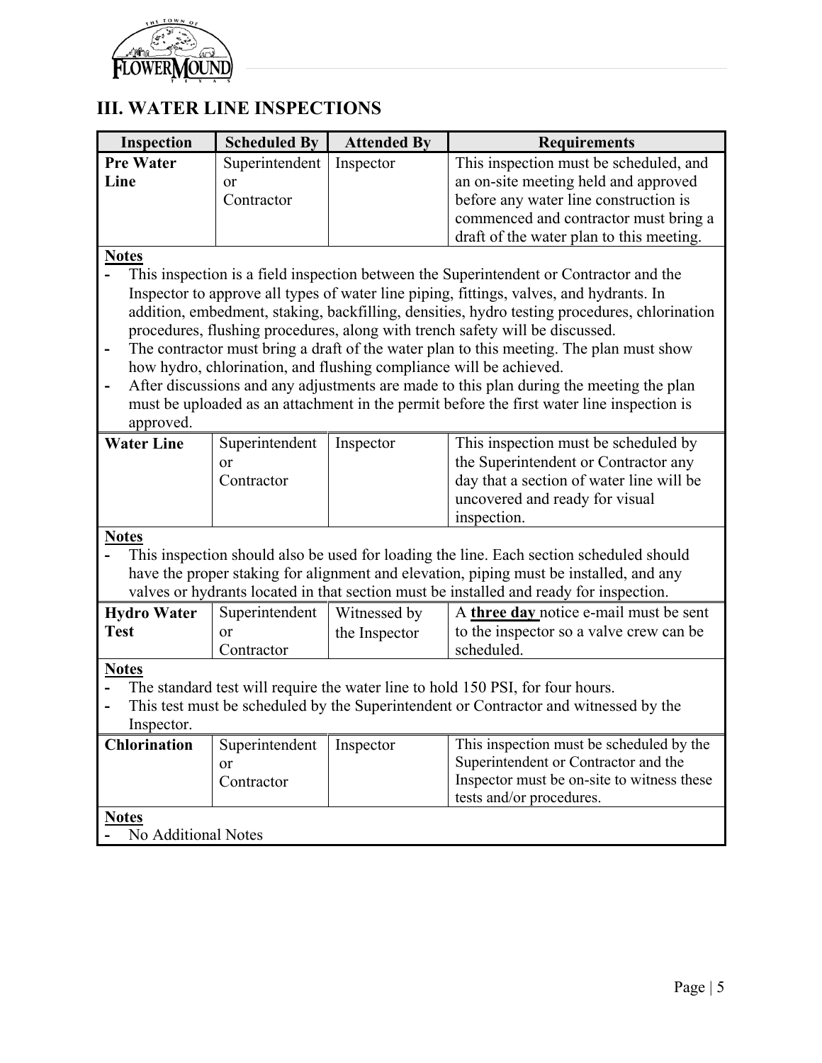## III. WATER LINE INSPECTIONS

| Inspection | Scheduled By | Attended By | Requirements |
|---|---|---|---|
| **Pre Water Line** | Superintendent or Contractor | Inspector | This inspection must be scheduled, and an on-site meeting held and approved before any water line construction is commenced and contractor must bring a draft of the water plan to this meeting. |
| **Notes**<br>- This inspection is a field inspection between the Superintendent or Contractor and the Inspector to approve all types of water line piping, fittings, valves, and hydrants. In addition, embedment, staking, backfilling, densities, hydro testing procedures, chlorination procedures, flushing procedures, along with trench safety will be discussed.<br>- The contractor must bring a draft of the water plan to this meeting. The plan must show how hydro, chlorination, and flushing compliance will be achieved.<br>- After discussions and any adjustments are made to this plan during the meeting the plan must be uploaded as an attachment in the permit before the first water line inspection is approved. | | | |
| **Water Line** | Superintendent or Contractor | Inspector | This inspection must be scheduled by the Superintendent or Contractor any day that a section of water line will be uncovered and ready for visual inspection. |
| **Notes**<br>- This inspection should also be used for loading the line. Each section scheduled should have the proper staking for alignment and elevation, piping must be installed, and any valves or hydrants located in that section must be installed and ready for inspection. | | | |
| **Hydro Water Test** | Superintendent or Contractor | Witnessed by the Inspector | A **three day** notice e-mail must be sent to the inspector so a valve crew can be scheduled. |
| **Notes**<br>- The standard test will require the water line to hold 150 PSI, for four hours.<br>- This test must be scheduled by the Superintendent or Contractor and witnessed by the Inspector. | | | |
| **Chlorination** | Superintendent or Contractor | Inspector | This inspection must be scheduled by the Superintendent or Contractor and the Inspector must be on-site to witness these tests and/or procedures. |
| **Notes**<br>- No Additional Notes | | | |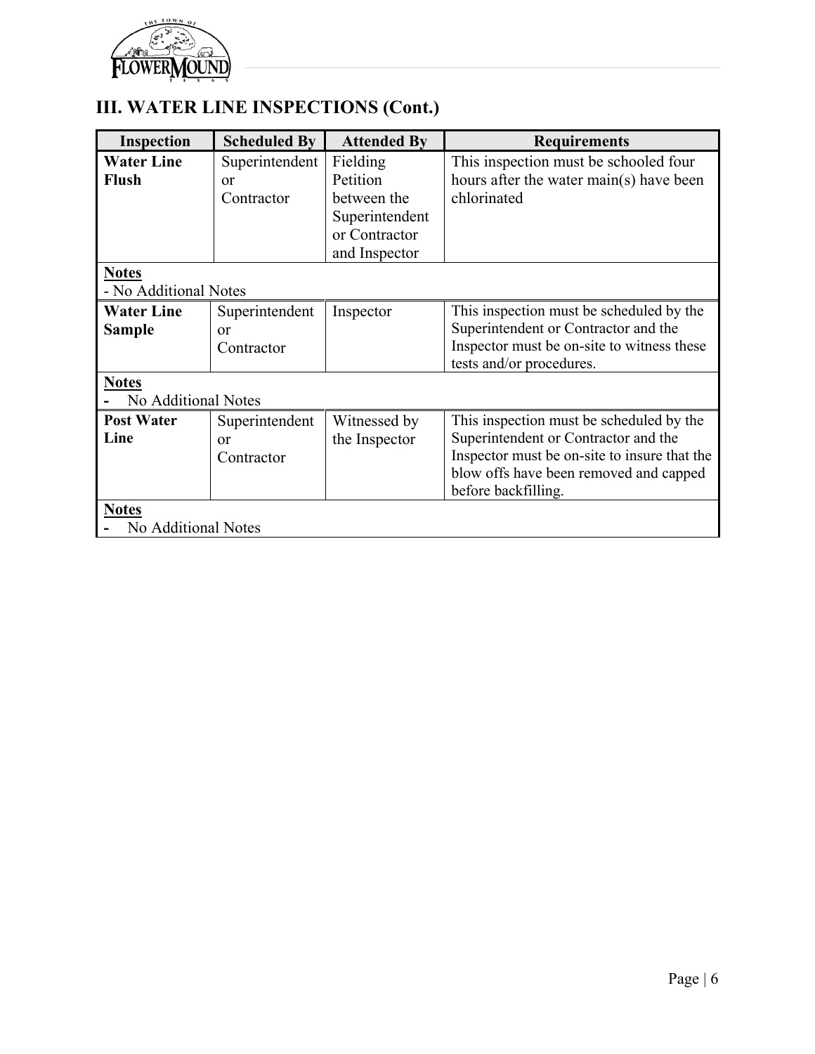## III. WATER LINE INSPECTIONS (Cont.)

| Inspection | Scheduled By | Attended By | Requirements |
|---|---|---|---|
| **Water Line Flush** | Superintendent or Contractor | Fielding Petition between the Superintendent or Contractor and Inspector | This inspection must be schooled four hours after the water main(s) have been chlorinated |
| **Notes**<br>- No Additional Notes | | | |
| **Water Line Sample** | Superintendent or Contractor | Inspector | This inspection must be scheduled by the Superintendent or Contractor and the Inspector must be on-site to witness these tests and/or procedures. |
| **Notes**<br>- No Additional Notes | | | |
| **Post Water Line** | Superintendent or Contractor | Witnessed by the Inspector | This inspection must be scheduled by the Superintendent or Contractor and the Inspector must be on-site to insure that the blow offs have been removed and capped before backfilling. |
| **Notes**<br>- No Additional Notes | | | |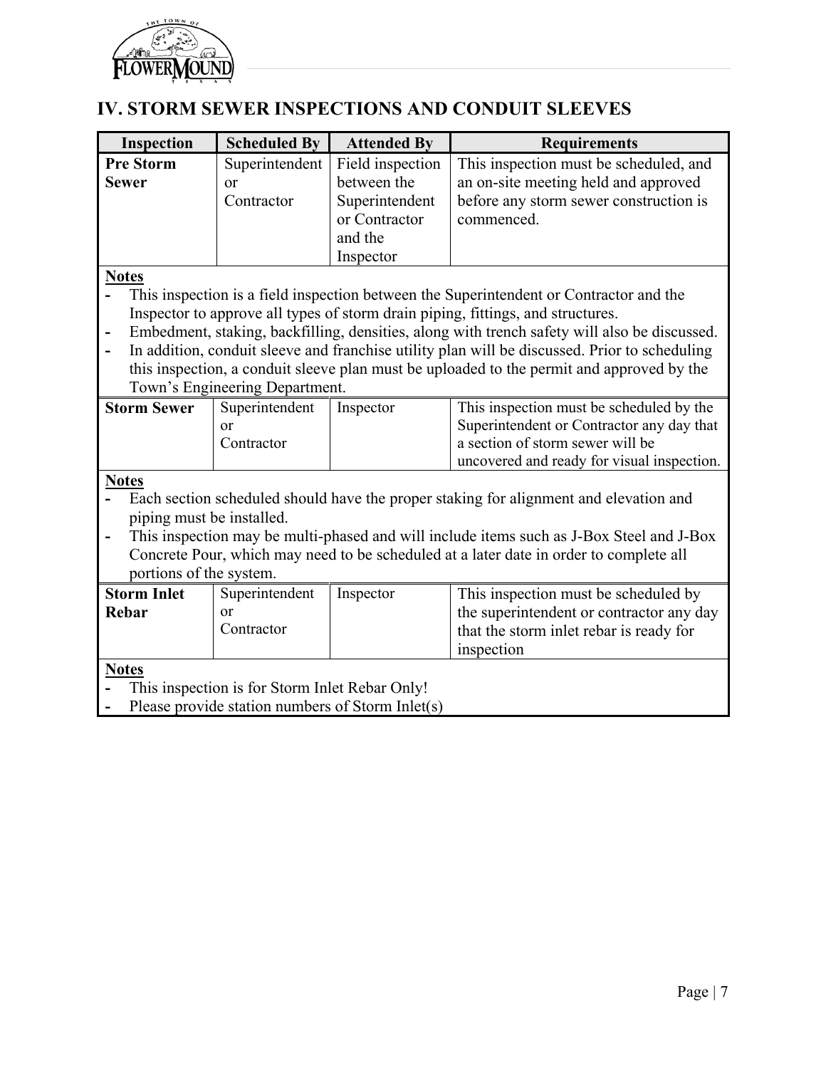## IV. STORM SEWER INSPECTIONS AND CONDUIT SLEEVES

| Inspection | Scheduled By | Attended By | Requirements |
| --- | --- | --- | --- |
| **Pre Storm Sewer** | Superintendent or Contractor | Field inspection between the Superintendent or Contractor and the Inspector | This inspection must be scheduled, and an on-site meeting held and approved before any storm sewer construction is commenced. |

**Notes**

- This inspection is a field inspection between the Superintendent or Contractor and the Inspector to approve all types of storm drain piping, fittings, and structures.
- Embedment, staking, backfilling, densities, along with trench safety will also be discussed.
- In addition, conduit sleeve and franchise utility plan will be discussed. Prior to scheduling this inspection, a conduit sleeve plan must be uploaded to the permit and approved by the Town's Engineering Department.

| Inspection | Scheduled By | Attended By | Requirements |
| --- | --- | --- | --- |
| **Storm Sewer** | Superintendent or Contractor | Inspector | This inspection must be scheduled by the Superintendent or Contractor any day that a section of storm sewer will be uncovered and ready for visual inspection. |

**Notes**

- Each section scheduled should have the proper staking for alignment and elevation and piping must be installed.
- This inspection may be multi-phased and will include items such as J-Box Steel and J-Box Concrete Pour, which may need to be scheduled at a later date in order to complete all portions of the system.

| Inspection | Scheduled By | Attended By | Requirements |
| --- | --- | --- | --- |
| **Storm Inlet Rebar** | Superintendent or Contractor | Inspector | This inspection must be scheduled by the superintendent or contractor any day that the storm inlet rebar is ready for inspection |

**Notes**

- This inspection is for Storm Inlet Rebar Only!
- Please provide station numbers of Storm Inlet(s)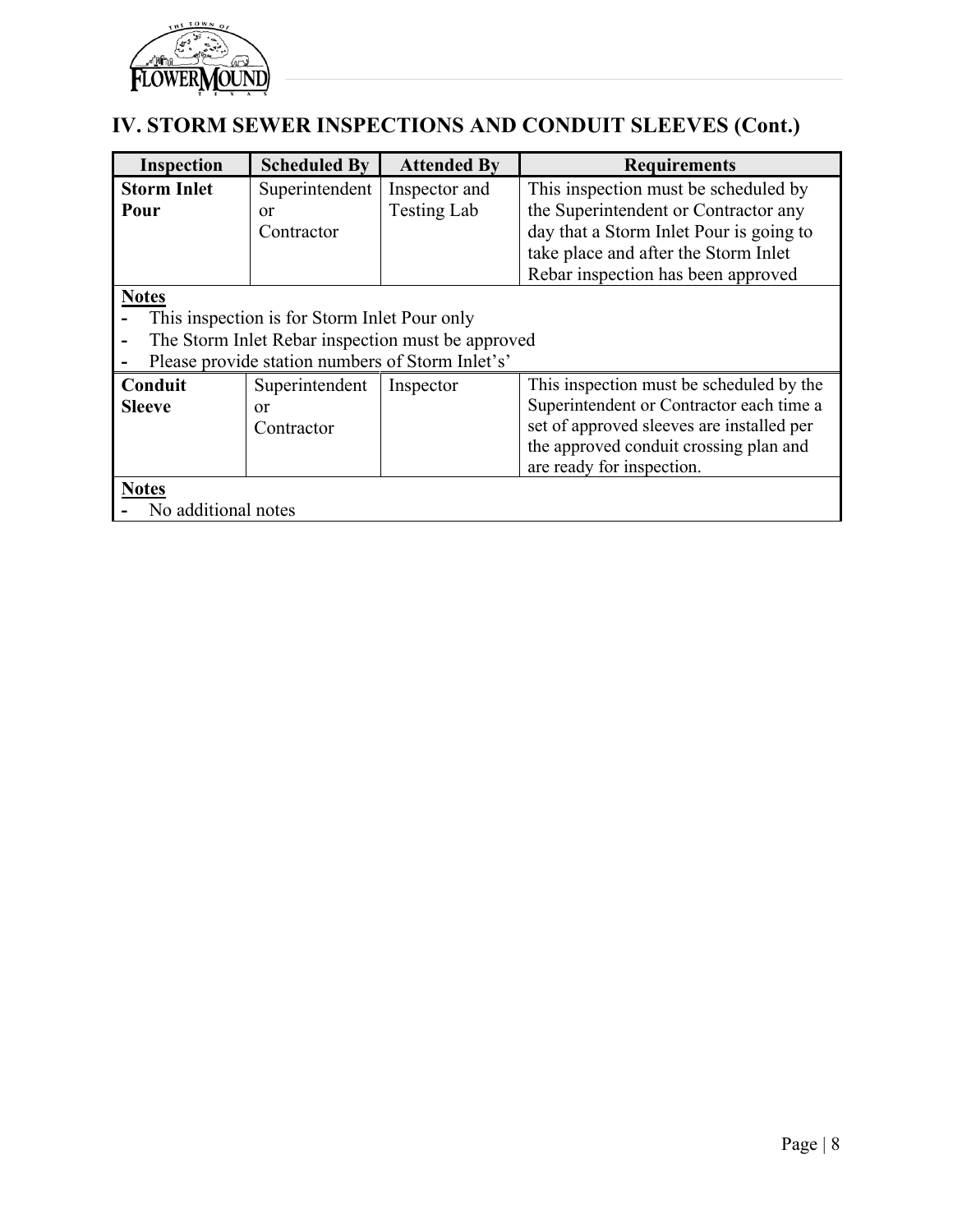## IV. STORM SEWER INSPECTIONS AND CONDUIT SLEEVES (Cont.)

| Inspection | Scheduled By | Attended By | Requirements |
|---|---|---|---|
| **Storm Inlet Pour** | Superintendent or Contractor | Inspector and Testing Lab | This inspection must be scheduled by the Superintendent or Contractor any day that a Storm Inlet Pour is going to take place and after the Storm Inlet Rebar inspection has been approved |
| **Notes**<br>- This inspection is for Storm Inlet Pour only<br>- The Storm Inlet Rebar inspection must be approved<br>- Please provide station numbers of Storm Inlet's' | | | |
| **Conduit Sleeve** | Superintendent or Contractor | Inspector | This inspection must be scheduled by the Superintendent or Contractor each time a set of approved sleeves are installed per the approved conduit crossing plan and are ready for inspection. |
| **Notes**<br>- No additional notes | | | |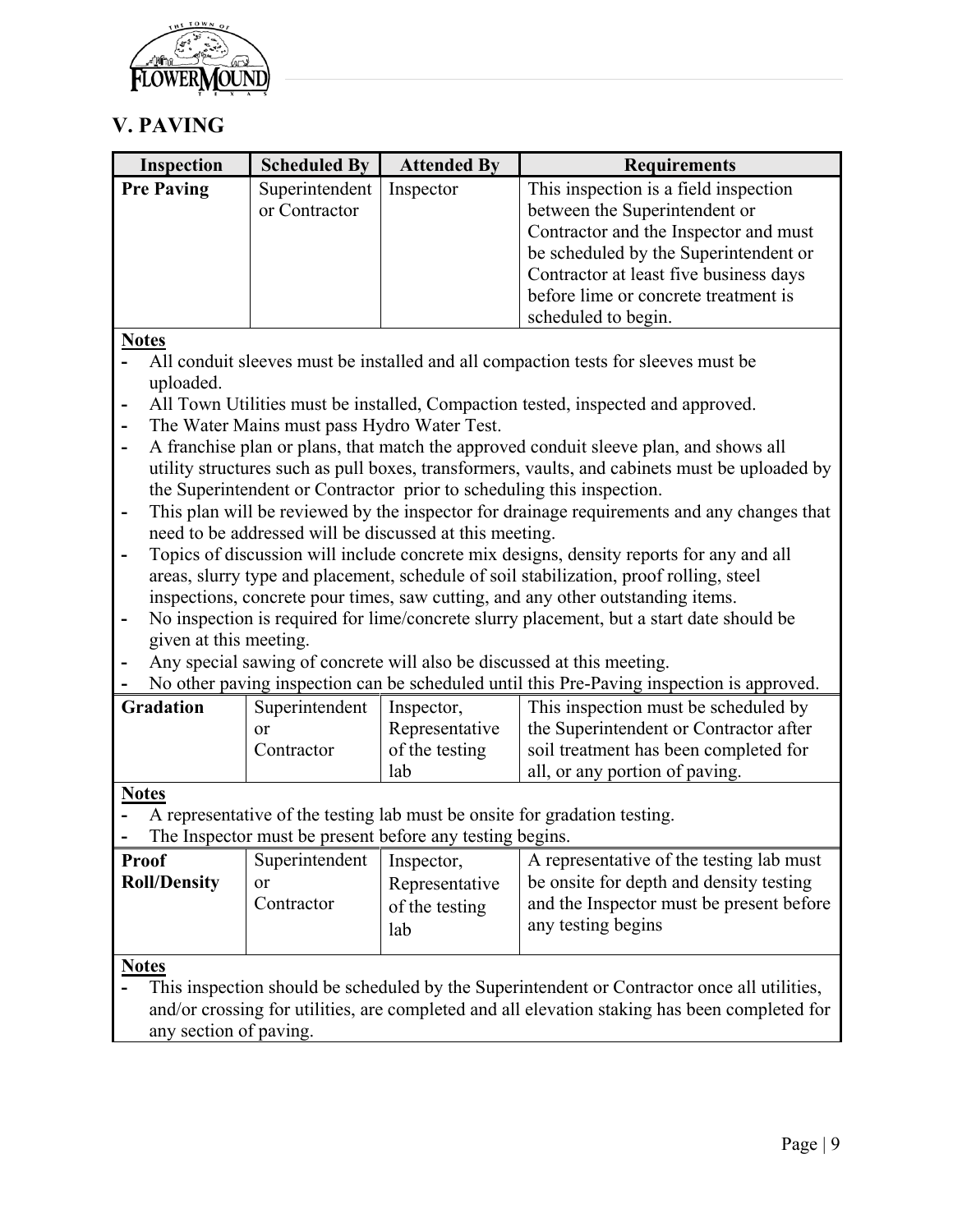## V. PAVING

| Inspection | Scheduled By | Attended By | Requirements |
|---|---|---|---|
| **Pre Paving** | Superintendent or Contractor | Inspector | This inspection is a field inspection between the Superintendent or Contractor and the Inspector and must be scheduled by the Superintendent or Contractor at least five business days before lime or concrete treatment is scheduled to begin. |

**Notes**

- All conduit sleeves must be installed and all compaction tests for sleeves must be uploaded.
- All Town Utilities must be installed, Compaction tested, inspected and approved.
- The Water Mains must pass Hydro Water Test.
- A franchise plan or plans, that match the approved conduit sleeve plan, and shows all utility structures such as pull boxes, transformers, vaults, and cabinets must be uploaded by the Superintendent or Contractor prior to scheduling this inspection.
- This plan will be reviewed by the inspector for drainage requirements and any changes that need to be addressed will be discussed at this meeting.
- Topics of discussion will include concrete mix designs, density reports for any and all areas, slurry type and placement, schedule of soil stabilization, proof rolling, steel inspections, concrete pour times, saw cutting, and any other outstanding items.
- No inspection is required for lime/concrete slurry placement, but a start date should be given at this meeting.
- Any special sawing of concrete will also be discussed at this meeting.
- No other paving inspection can be scheduled until this Pre-Paving inspection is approved.

| Inspection | Scheduled By | Attended By | Requirements |
|---|---|---|---|
| **Gradation** | Superintendent or Contractor | Inspector, Representative of the testing lab | This inspection must be scheduled by the Superintendent or Contractor after soil treatment has been completed for all, or any portion of paving. |

**Notes**

- A representative of the testing lab must be onsite for gradation testing.
- The Inspector must be present before any testing begins.

| Inspection | Scheduled By | Attended By | Requirements |
|---|---|---|---|
| **Proof Roll/Density** | Superintendent or Contractor | Inspector, Representative of the testing lab | A representative of the testing lab must be onsite for depth and density testing and the Inspector must be present before any testing begins |

**Notes**

- This inspection should be scheduled by the Superintendent or Contractor once all utilities, and/or crossing for utilities, are completed and all elevation staking has been completed for any section of paving.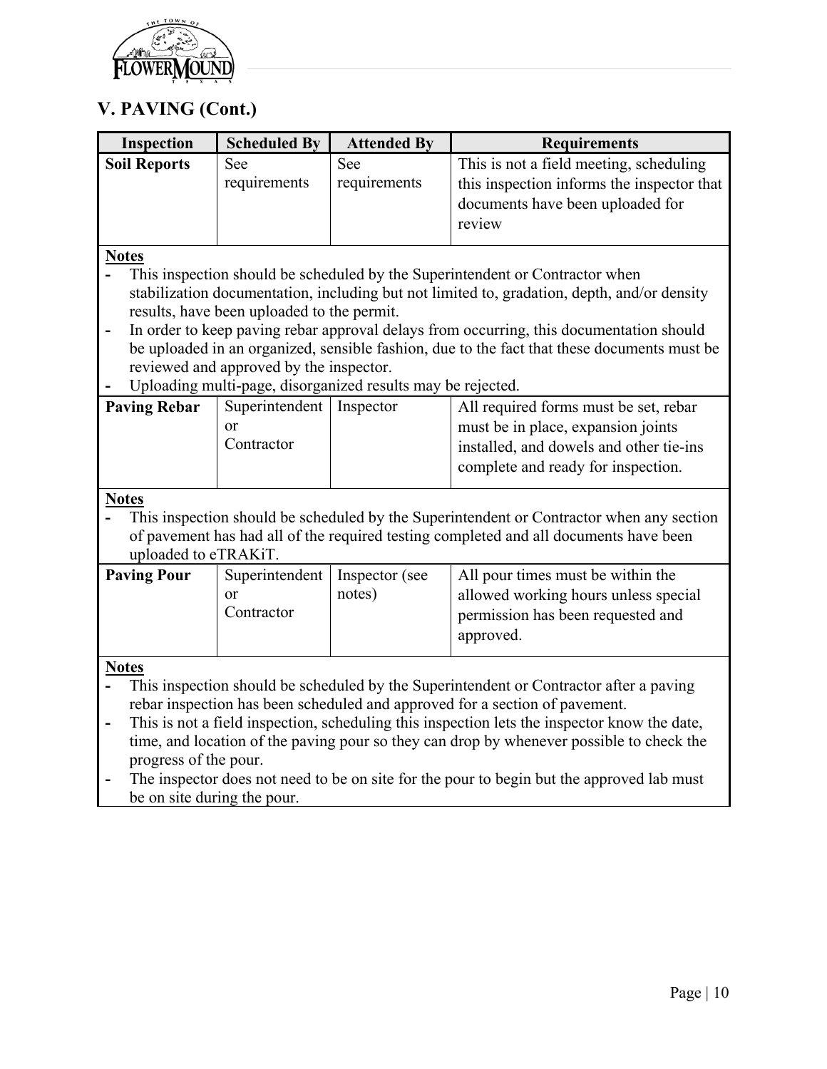## V. PAVING (Cont.)

| Inspection | Scheduled By | Attended By | Requirements |
|---|---|---|---|
| **Soil Reports** | See requirements | See requirements | This is not a field meeting, scheduling this inspection informs the inspector that documents have been uploaded for review |

**Notes**

- This inspection should be scheduled by the Superintendent or Contractor when stabilization documentation, including but not limited to, gradation, depth, and/or density results, have been uploaded to the permit.
- In order to keep paving rebar approval delays from occurring, this documentation should be uploaded in an organized, sensible fashion, due to the fact that these documents must be reviewed and approved by the inspector.
- Uploading multi-page, disorganized results may be rejected.

| Inspection | Scheduled By | Attended By | Requirements |
|---|---|---|---|
| **Paving Rebar** | Superintendent or Contractor | Inspector | All required forms must be set, rebar must be in place, expansion joints installed, and dowels and other tie-ins complete and ready for inspection. |

**Notes**

- This inspection should be scheduled by the Superintendent or Contractor when any section of pavement has had all of the required testing completed and all documents have been uploaded to eTRAKiT.

| Inspection | Scheduled By | Attended By | Requirements |
|---|---|---|---|
| **Paving Pour** | Superintendent or Contractor | Inspector (see notes) | All pour times must be within the allowed working hours unless special permission has been requested and approved. |

**Notes**

- This inspection should be scheduled by the Superintendent or Contractor after a paving rebar inspection has been scheduled and approved for a section of pavement.
- This is not a field inspection, scheduling this inspection lets the inspector know the date, time, and location of the paving pour so they can drop by whenever possible to check the progress of the pour.
- The inspector does not need to be on site for the pour to begin but the approved lab must be on site during the pour.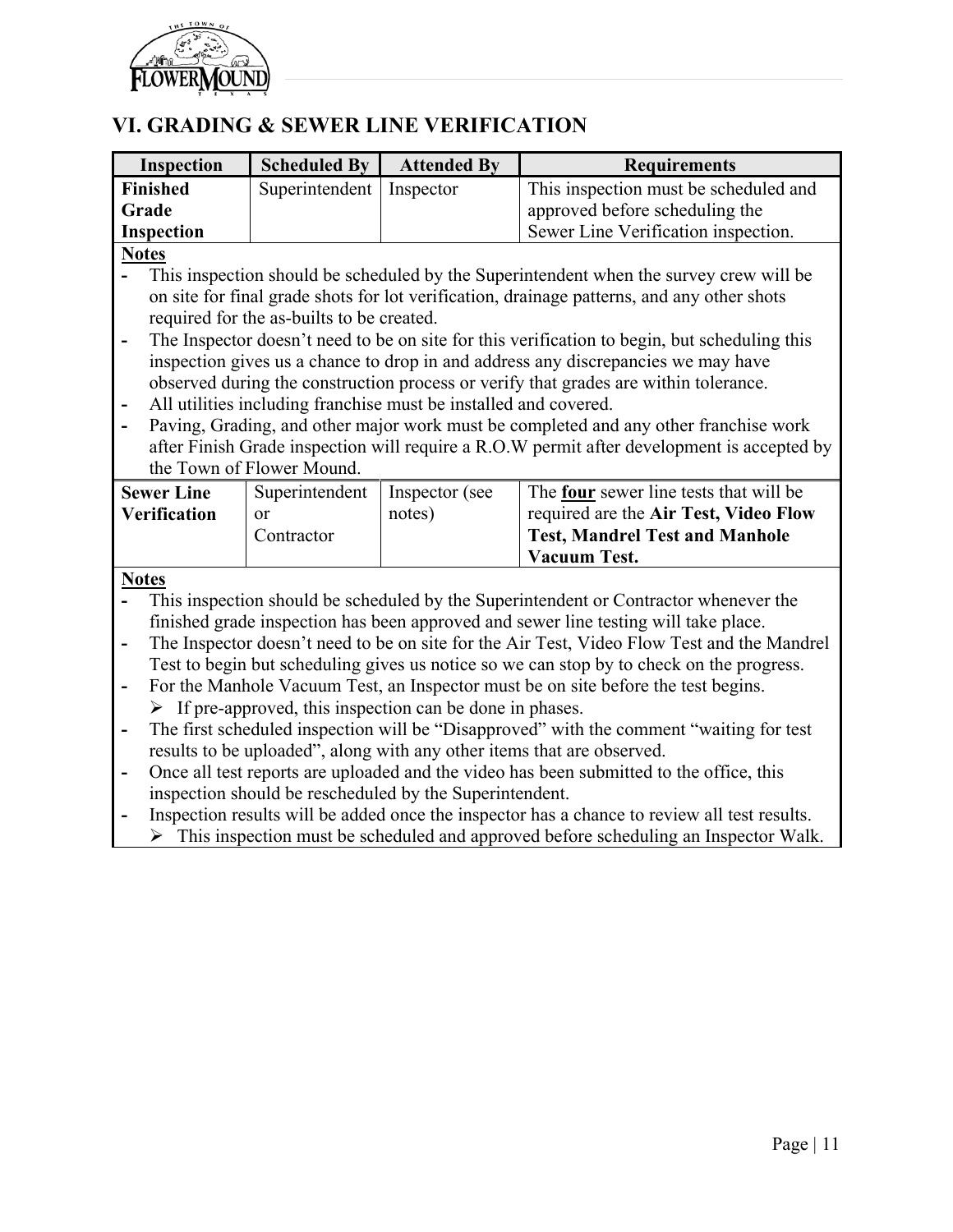## VI. GRADING & SEWER LINE VERIFICATION

| Inspection | Scheduled By | Attended By | Requirements |
|---|---|---|---|
| **Finished Grade Inspection** | Superintendent | Inspector | This inspection must be scheduled and approved before scheduling the Sewer Line Verification inspection. |

**Notes**

- This inspection should be scheduled by the Superintendent when the survey crew will be on site for final grade shots for lot verification, drainage patterns, and any other shots required for the as-builts to be created.
- The Inspector doesn't need to be on site for this verification to begin, but scheduling this inspection gives us a chance to drop in and address any discrepancies we may have observed during the construction process or verify that grades are within tolerance.
- All utilities including franchise must be installed and covered.
- Paving, Grading, and other major work must be completed and any other franchise work after Finish Grade inspection will require a R.O.W permit after development is accepted by the Town of Flower Mound.

| Inspection | Scheduled By | Attended By | Requirements |
|---|---|---|---|
| **Sewer Line Verification** | Superintendent or Contractor | Inspector (see notes) | The **four** sewer line tests that will be required are the **Air Test, Video Flow Test, Mandrel Test and Manhole Vacuum Test.** |

**Notes**

- This inspection should be scheduled by the Superintendent or Contractor whenever the finished grade inspection has been approved and sewer line testing will take place.
- The Inspector doesn't need to be on site for the Air Test, Video Flow Test and the Mandrel Test to begin but scheduling gives us notice so we can stop by to check on the progress.
- For the Manhole Vacuum Test, an Inspector must be on site before the test begins.
  - If pre-approved, this inspection can be done in phases.
- The first scheduled inspection will be "Disapproved" with the comment "waiting for test results to be uploaded", along with any other items that are observed.
- Once all test reports are uploaded and the video has been submitted to the office, this inspection should be rescheduled by the Superintendent.
- Inspection results will be added once the inspector has a chance to review all test results.
  - This inspection must be scheduled and approved before scheduling an Inspector Walk.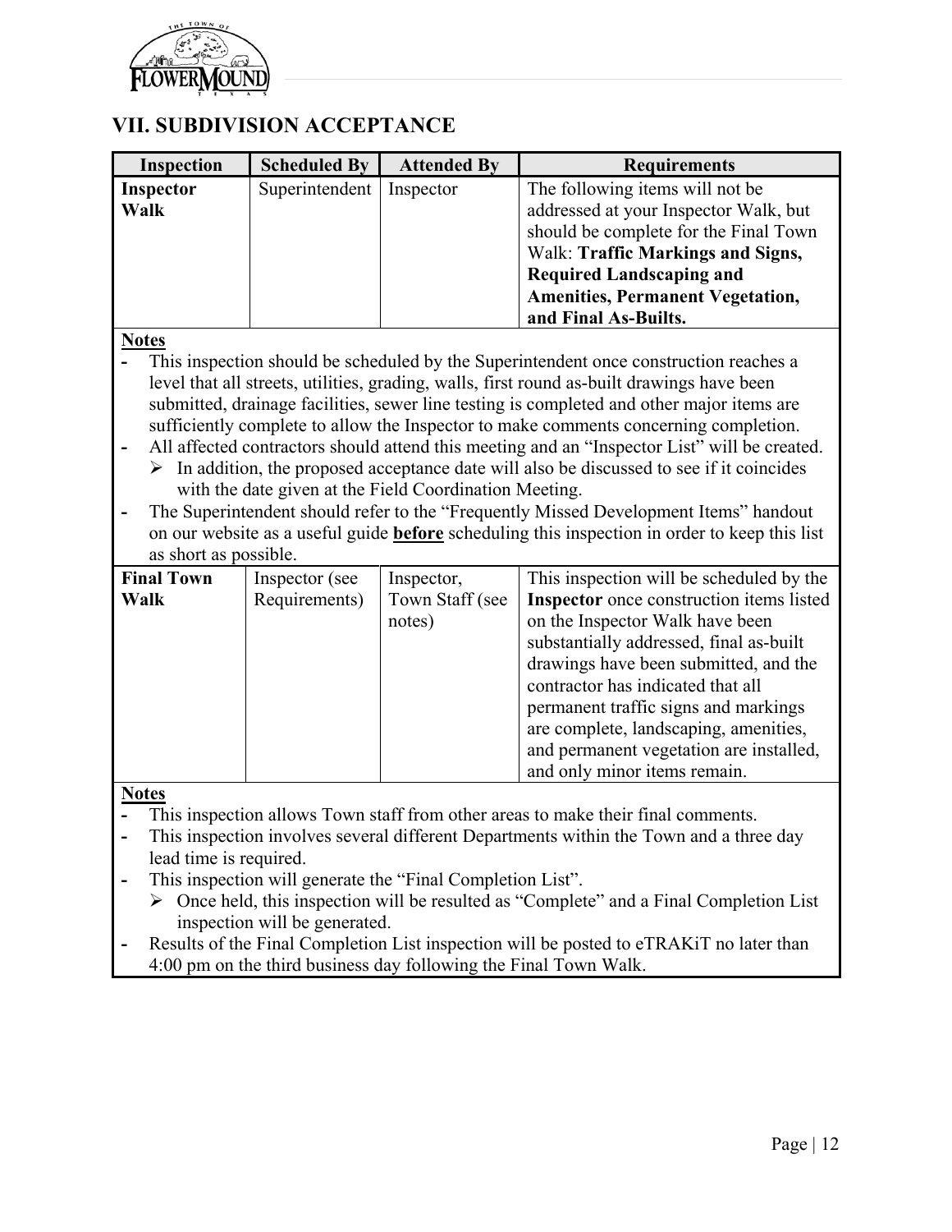## VII. SUBDIVISION ACCEPTANCE

| Inspection | Scheduled By | Attended By | Requirements |
|---|---|---|---|
| **Inspector Walk** | Superintendent | Inspector | The following items will not be addressed at your Inspector Walk, but should be complete for the Final Town Walk: **Traffic Markings and Signs, Required Landscaping and Amenities, Permanent Vegetation, and Final As-Builts.** |

**Notes**

- This inspection should be scheduled by the Superintendent once construction reaches a level that all streets, utilities, grading, walls, first round as-built drawings have been submitted, drainage facilities, sewer line testing is completed and other major items are sufficiently complete to allow the Inspector to make comments concerning completion.
- All affected contractors should attend this meeting and an "Inspector List" will be created.
  - In addition, the proposed acceptance date will also be discussed to see if it coincides with the date given at the Field Coordination Meeting.
- The Superintendent should refer to the "Frequently Missed Development Items" handout on our website as a useful guide **before** scheduling this inspection in order to keep this list as short as possible.

| Inspection | Scheduled By | Attended By | Requirements |
|---|---|---|---|
| **Final Town Walk** | Inspector (see Requirements) | Inspector, Town Staff (see notes) | This inspection will be scheduled by the **Inspector** once construction items listed on the Inspector Walk have been substantially addressed, final as-built drawings have been submitted, and the contractor has indicated that all permanent traffic signs and markings are complete, landscaping, amenities, and permanent vegetation are installed, and only minor items remain. |

**Notes**

- This inspection allows Town staff from other areas to make their final comments.
- This inspection involves several different Departments within the Town and a three day lead time is required.
- This inspection will generate the "Final Completion List".
  - Once held, this inspection will be resulted as "Complete" and a Final Completion List inspection will be generated.
- Results of the Final Completion List inspection will be posted to eTRAKiT no later than 4:00 pm on the third business day following the Final Town Walk.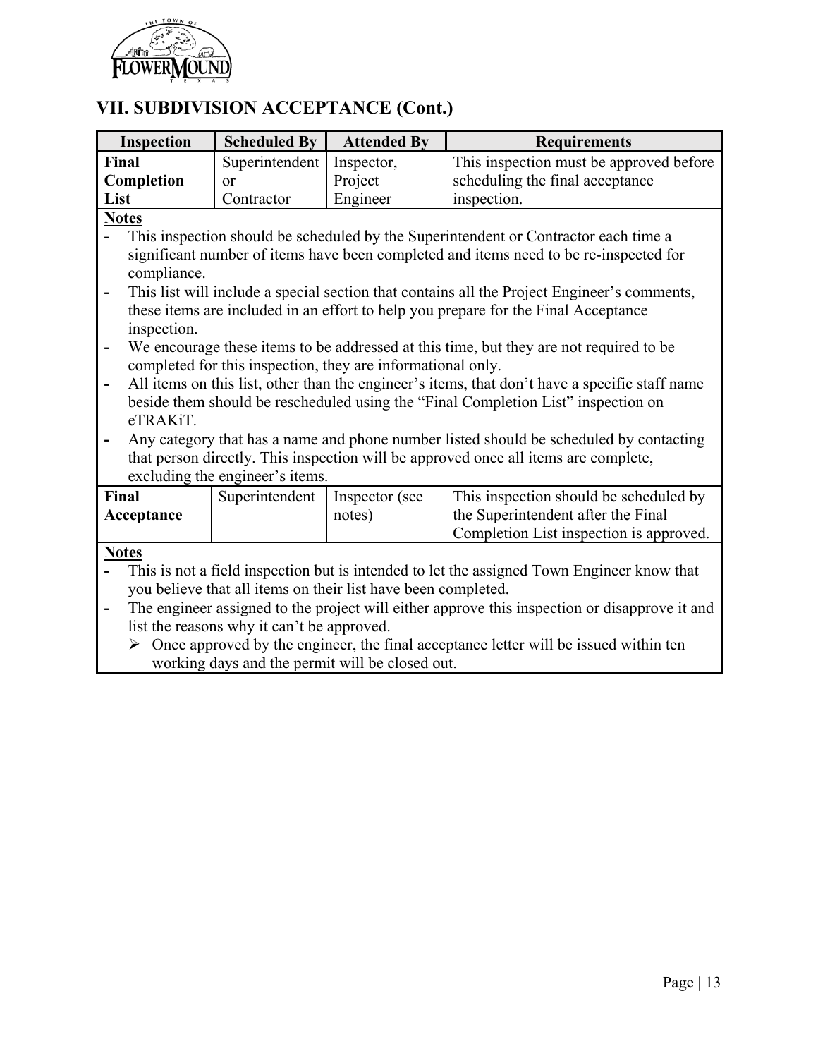## VII. SUBDIVISION ACCEPTANCE (Cont.)

| Inspection | Scheduled By | Attended By | Requirements |
|---|---|---|---|
| **Final Completion List** | Superintendent or Contractor | Inspector, Project Engineer | This inspection must be approved before scheduling the final acceptance inspection. |

**Notes**

- This inspection should be scheduled by the Superintendent or Contractor each time a significant number of items have been completed and items need to be re-inspected for compliance.
- This list will include a special section that contains all the Project Engineer's comments, these items are included in an effort to help you prepare for the Final Acceptance inspection.
- We encourage these items to be addressed at this time, but they are not required to be completed for this inspection, they are informational only.
- All items on this list, other than the engineer's items, that don't have a specific staff name beside them should be rescheduled using the "Final Completion List" inspection on eTRAKiT.
- Any category that has a name and phone number listed should be scheduled by contacting that person directly. This inspection will be approved once all items are complete, excluding the engineer's items.

| Inspection | Scheduled By | Attended By | Requirements |
|---|---|---|---|
| **Final Acceptance** | Superintendent | Inspector (see notes) | This inspection should be scheduled by the Superintendent after the Final Completion List inspection is approved. |

**Notes**

- This is not a field inspection but is intended to let the assigned Town Engineer know that you believe that all items on their list have been completed.
- The engineer assigned to the project will either approve this inspection or disapprove it and list the reasons why it can't be approved.
  - Once approved by the engineer, the final acceptance letter will be issued within ten working days and the permit will be closed out.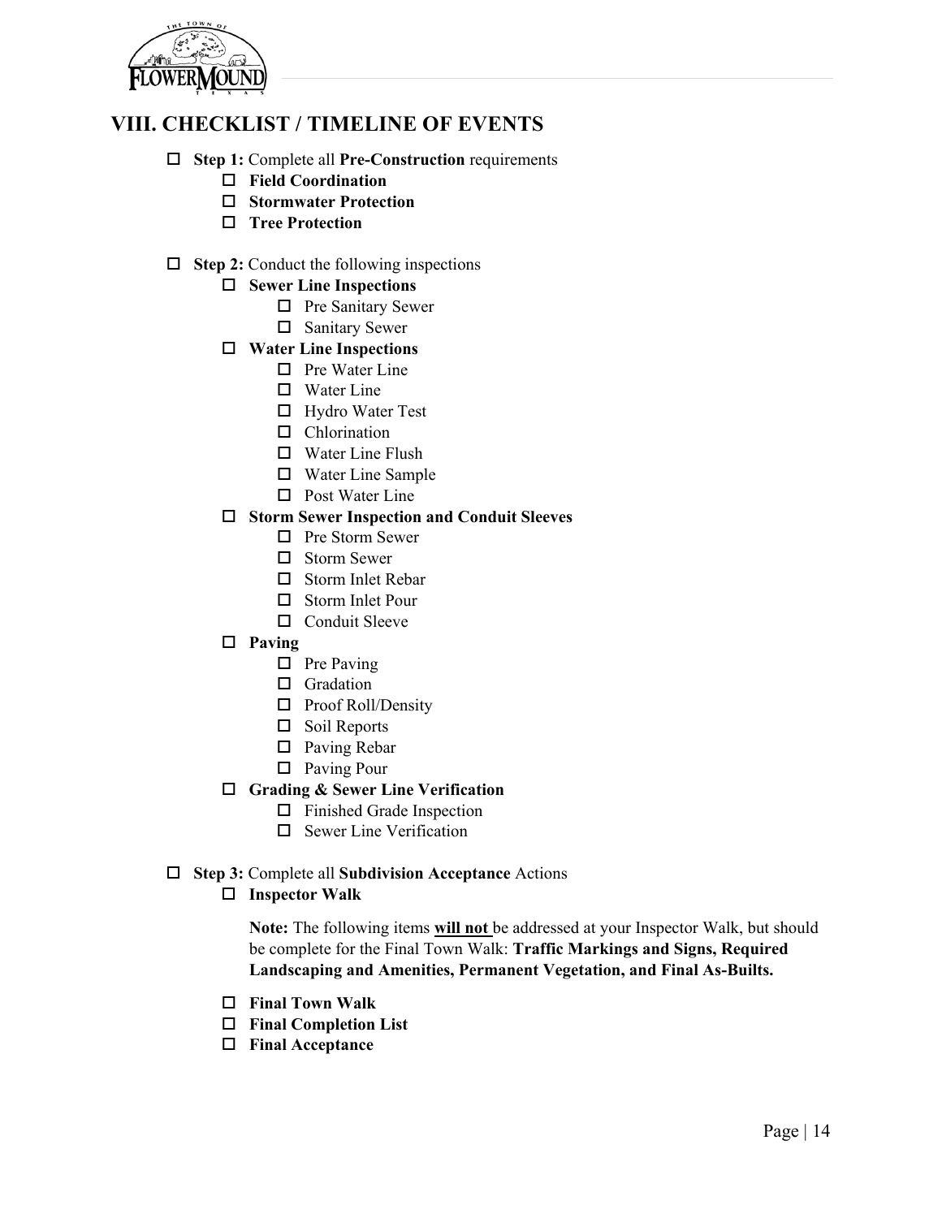## VIII. CHECKLIST / TIMELINE OF EVENTS

- ☐ **Step 1:** Complete all **Pre-Construction** requirements
  - ☐ **Field Coordination**
  - ☐ **Stormwater Protection**
  - ☐ **Tree Protection**

- ☐ **Step 2:** Conduct the following inspections
  - ☐ **Sewer Line Inspections**
    - ☐ Pre Sanitary Sewer
    - ☐ Sanitary Sewer
  - ☐ **Water Line Inspections**
    - ☐ Pre Water Line
    - ☐ Water Line
    - ☐ Hydro Water Test
    - ☐ Chlorination
    - ☐ Water Line Flush
    - ☐ Water Line Sample
    - ☐ Post Water Line
  - ☐ **Storm Sewer Inspection and Conduit Sleeves**
    - ☐ Pre Storm Sewer
    - ☐ Storm Sewer
    - ☐ Storm Inlet Rebar
    - ☐ Storm Inlet Pour
    - ☐ Conduit Sleeve
  - ☐ **Paving**
    - ☐ Pre Paving
    - ☐ Gradation
    - ☐ Proof Roll/Density
    - ☐ Soil Reports
    - ☐ Paving Rebar
    - ☐ Paving Pour
  - ☐ **Grading & Sewer Line Verification**
    - ☐ Finished Grade Inspection
    - ☐ Sewer Line Verification

- ☐ **Step 3:** Complete all **Subdivision Acceptance** Actions
  - ☐ **Inspector Walk**

    **Note:** The following items **will not** be addressed at your Inspector Walk, but should be complete for the Final Town Walk: **Traffic Markings and Signs, Required Landscaping and Amenities, Permanent Vegetation, and Final As-Builts.**

  - ☐ **Final Town Walk**
  - ☐ **Final Completion List**
  - ☐ **Final Acceptance**